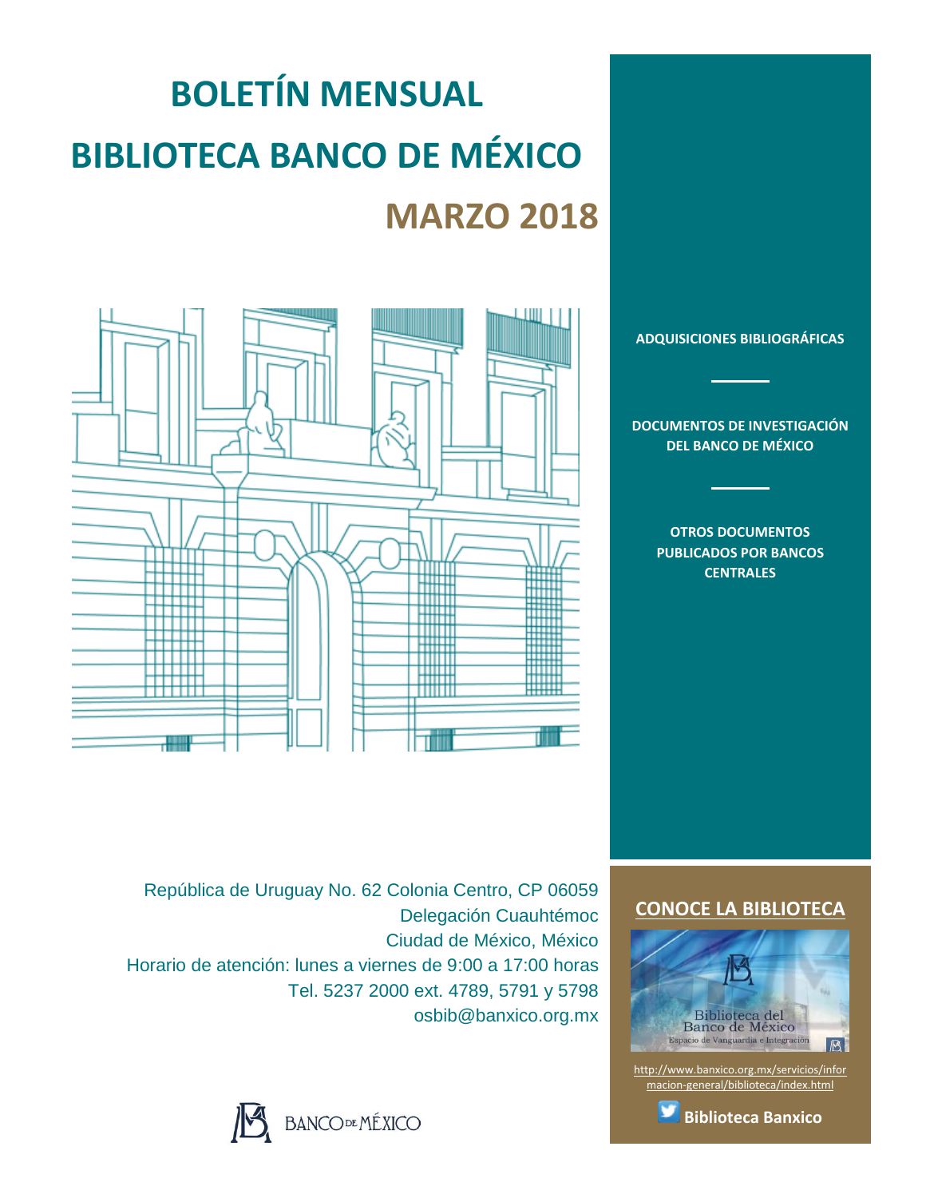# BOLETÍN MENSUAL

# BIBLIOTECA BANCO DE MÉXICO

## MARZO 2018

**ADQUISICIONES BIBLIOGRÁFICAS**

**DOCUMENTOS DE INVESTIGACIÓN DEL BANCO DE MÉXICO**

**OTROS DOCUMENTOS PUBLICADOS POR BANCOS CENTRALES**

República de Uruguay No. 62 Colonia Centro, CP 06059
Delegación Cuauhtémoc
Ciudad de México, México
Horario de atención: lunes a viernes de 9:00 a 17:00 horas
Tel. 5237 2000 ext. 4789, 5791 y 5798
osbib@banxico.org.mx

## CONOCE LA BIBLIOTECA

Biblioteca del Banco de México
Espacio de Vanguardia e Integración

http://www.banxico.org.mx/servicios/informacion-general/biblioteca/index.html

**Biblioteca Banxico**

BANCO DE MÉXICO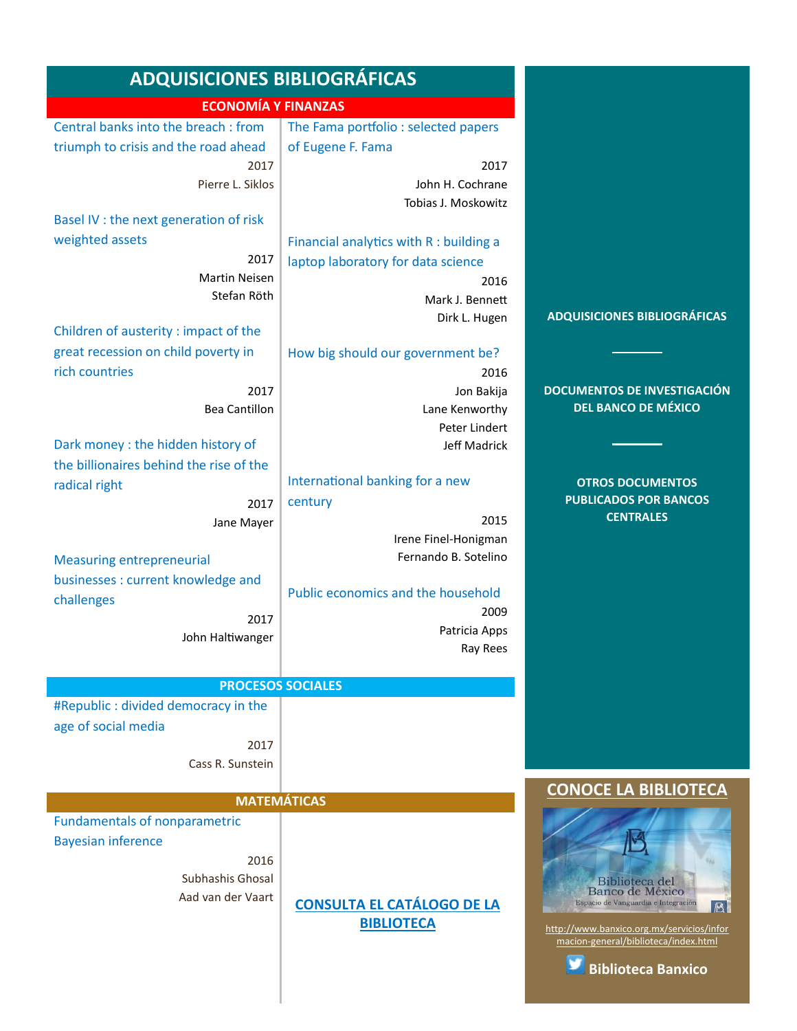# ADQUISICIONES BIBLIOGRÁFICAS

## ECONOMÍA Y FINANZAS

Central banks into the breach : from triumph to crisis and the road ahead
2017
Pierre L. Siklos

Basel IV : the next generation of risk weighted assets
2017
Martin Neisen
Stefan Röth

Children of austerity : impact of the great recession on child poverty in rich countries
2017
Bea Cantillon

Dark money : the hidden history of the billionaires behind the rise of the radical right
2017
Jane Mayer

Measuring entrepreneurial businesses : current knowledge and challenges
2017
John Haltiwanger

The Fama portfolio : selected papers of Eugene F. Fama
2017
John H. Cochrane
Tobias J. Moskowitz

Financial analytics with R : building a laptop laboratory for data science
2016
Mark J. Bennett
Dirk L. Hugen

How big should our government be?
2016
Jon Bakija
Lane Kenworthy
Peter Lindert
Jeff Madrick

International banking for a new century
2015
Irene Finel-Honigman
Fernando B. Sotelino

Public economics and the household
2009
Patricia Apps
Ray Rees

## PROCESOS SOCIALES

#Republic : divided democracy in the age of social media
2017
Cass R. Sunstein

## MATEMÁTICAS

Fundamentals of nonparametric Bayesian inference
2016
Subhashis Ghosal
Aad van der Vaart

**CONSULTA EL CATÁLOGO DE LA BIBLIOTECA**

**ADQUISICIONES BIBLIOGRÁFICAS**

**DOCUMENTOS DE INVESTIGACIÓN DEL BANCO DE MÉXICO**

**OTROS DOCUMENTOS PUBLICADOS POR BANCOS CENTRALES**

## CONOCE LA BIBLIOTECA

Biblioteca del Banco de México
Espacio de Vanguardia e Integración

http://www.banxico.org.mx/servicios/informacion-general/biblioteca/index.html

**Biblioteca Banxico**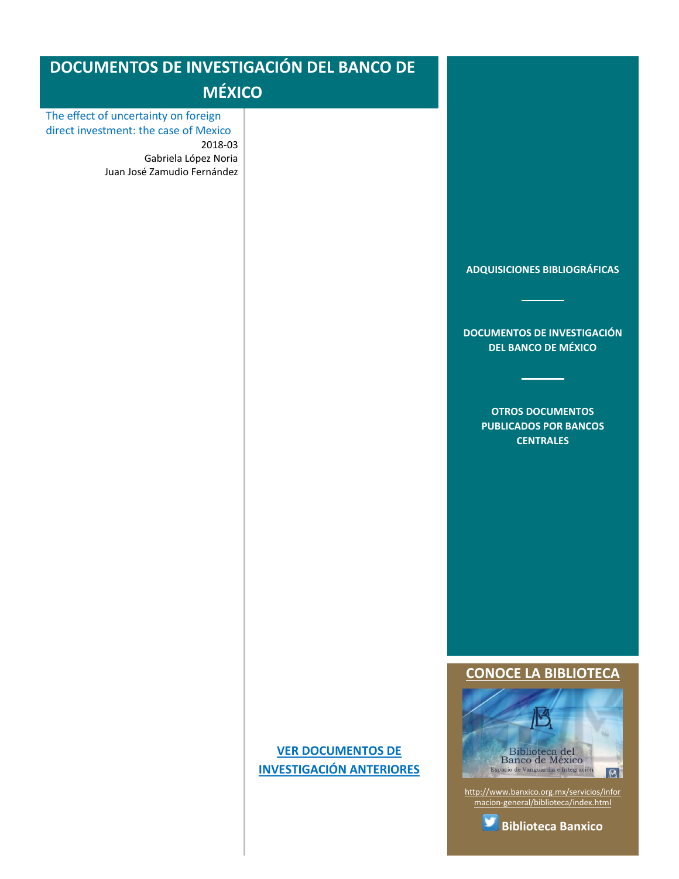# DOCUMENTOS DE INVESTIGACIÓN DEL BANCO DE MÉXICO

The effect of uncertainty on foreign direct investment: the case of Mexico

2018-03

Gabriela López Noria

Juan José Zamudio Fernández

**ADQUISICIONES BIBLIOGRÁFICAS**

**DOCUMENTOS DE INVESTIGACIÓN DEL BANCO DE MÉXICO**

**OTROS DOCUMENTOS PUBLICADOS POR BANCOS CENTRALES**

**VER DOCUMENTOS DE INVESTIGACIÓN ANTERIORES**

**CONOCE LA BIBLIOTECA**

Biblioteca del Banco de México

Espacio de Vanguardia e Integración

http://www.banxico.org.mx/servicios/informacion-general/biblioteca/index.html

**Biblioteca Banxico**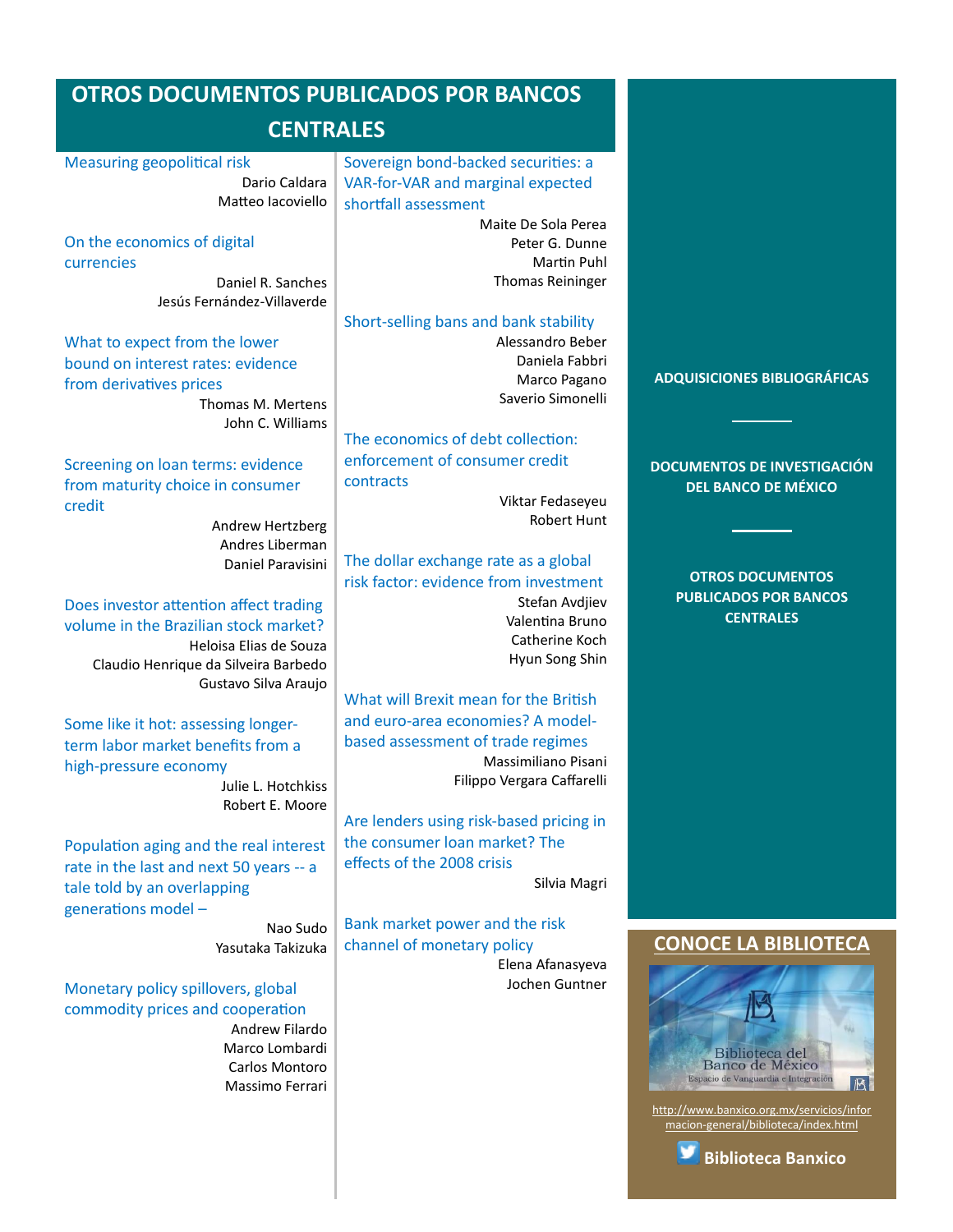# OTROS DOCUMENTOS PUBLICADOS POR BANCOS CENTRALES

**Measuring geopolitical risk**
Dario Caldara
Matteo Iacoviello

**On the economics of digital currencies**
Daniel R. Sanches
Jesús Fernández-Villaverde

**What to expect from the lower bound on interest rates: evidence from derivatives prices**
Thomas M. Mertens
John C. Williams

**Screening on loan terms: evidence from maturity choice in consumer credit**
Andrew Hertzberg
Andres Liberman
Daniel Paravisini

**Does investor attention affect trading volume in the Brazilian stock market?**
Heloisa Elias de Souza
Claudio Henrique da Silveira Barbedo
Gustavo Silva Araujo

**Some like it hot: assessing longer-term labor market benefits from a high-pressure economy**
Julie L. Hotchkiss
Robert E. Moore

**Population aging and the real interest rate in the last and next 50 years -- a tale told by an overlapping generations model –**
Nao Sudo
Yasutaka Takizuka

**Monetary policy spillovers, global commodity prices and cooperation**
Andrew Filardo
Marco Lombardi
Carlos Montoro
Massimo Ferrari

**Sovereign bond-backed securities: a VAR-for-VAR and marginal expected shortfall assessment**
Maite De Sola Perea
Peter G. Dunne
Martin Puhl
Thomas Reininger

**Short-selling bans and bank stability**
Alessandro Beber
Daniela Fabbri
Marco Pagano
Saverio Simonelli

**The economics of debt collection: enforcement of consumer credit contracts**
Viktar Fedaseyeu
Robert Hunt

**The dollar exchange rate as a global risk factor: evidence from investment**
Stefan Avdjiev
Valentina Bruno
Catherine Koch
Hyun Song Shin

**What will Brexit mean for the British and euro-area economies? A model-based assessment of trade regimes**
Massimiliano Pisani
Filippo Vergara Caffarelli

**Are lenders using risk-based pricing in the consumer loan market? The effects of the 2008 crisis**
Silvia Magri

**Bank market power and the risk channel of monetary policy**
Elena Afanasyeva
Jochen Guntner

ADQUISICIONES BIBLIOGRÁFICAS

DOCUMENTOS DE INVESTIGACIÓN DEL BANCO DE MÉXICO

OTROS DOCUMENTOS PUBLICADOS POR BANCOS CENTRALES

## CONOCE LA BIBLIOTECA

Biblioteca del Banco de México
Espacio de Vanguardia e Integración

http://www.banxico.org.mx/servicios/informacion-general/biblioteca/index.html

**Biblioteca Banxico**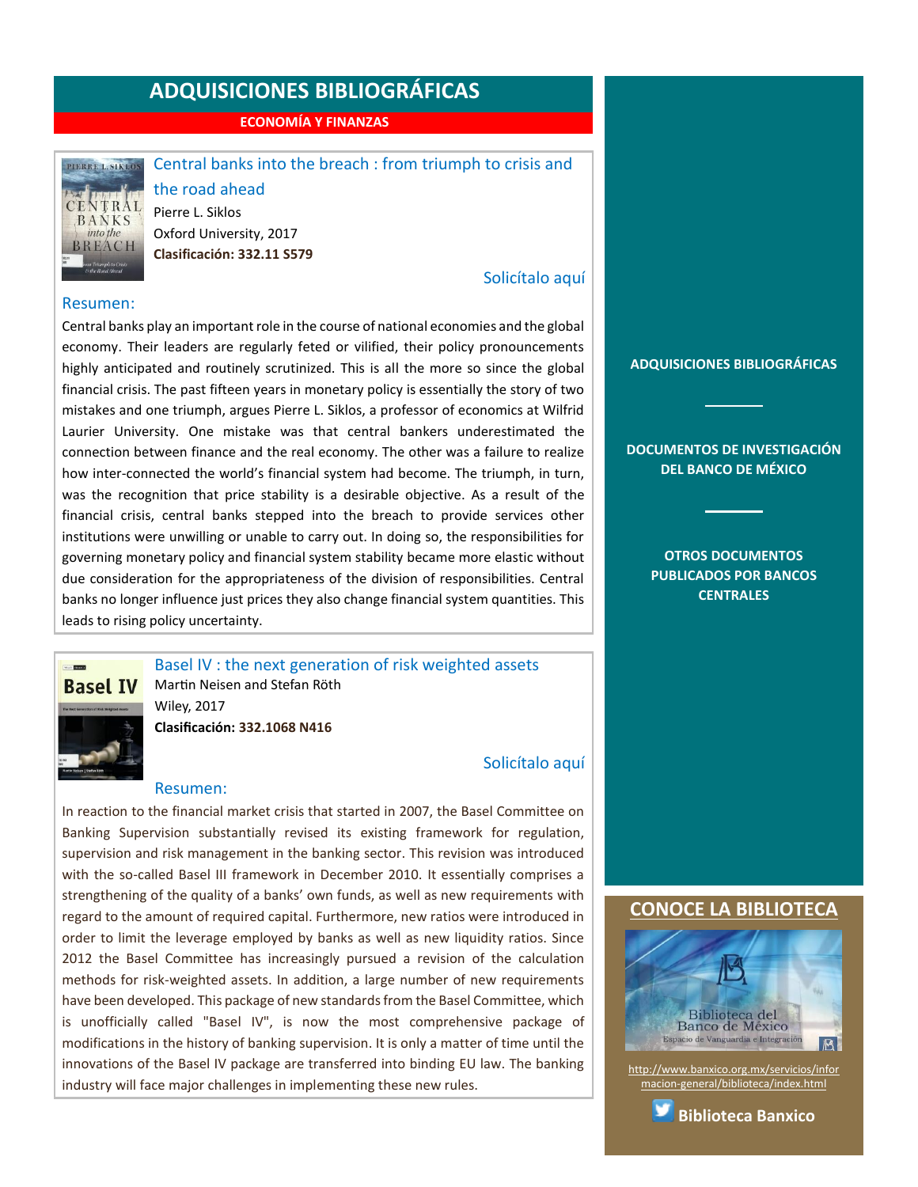# ADQUISICIONES BIBLIOGRÁFICAS

## ECONOMÍA Y FINANZAS

### Central banks into the breach : from triumph to crisis and the road ahead

Pierre L. Siklos
Oxford University, 2017
**Clasificación: 332.11 S579**

Solicítalo aquí

Resumen:

Central banks play an important role in the course of national economies and the global economy. Their leaders are regularly feted or vilified, their policy pronouncements highly anticipated and routinely scrutinized. This is all the more so since the global financial crisis. The past fifteen years in monetary policy is essentially the story of two mistakes and one triumph, argues Pierre L. Siklos, a professor of economics at Wilfrid Laurier University. One mistake was that central bankers underestimated the connection between finance and the real economy. The other was a failure to realize how inter-connected the world's financial system had become. The triumph, in turn, was the recognition that price stability is a desirable objective. As a result of the financial crisis, central banks stepped into the breach to provide services other institutions were unwilling or unable to carry out. In doing so, the responsibilities for governing monetary policy and financial system stability became more elastic without due consideration for the appropriateness of the division of responsibilities. Central banks no longer influence just prices they also change financial system quantities. This leads to rising policy uncertainty.

### Basel IV : the next generation of risk weighted assets

Martin Neisen and Stefan Röth
Wiley, 2017
**Clasificación: 332.1068 N416**

Solicítalo aquí

Resumen:

In reaction to the financial market crisis that started in 2007, the Basel Committee on Banking Supervision substantially revised its existing framework for regulation, supervision and risk management in the banking sector. This revision was introduced with the so-called Basel III framework in December 2010. It essentially comprises a strengthening of the quality of a banks' own funds, as well as new requirements with regard to the amount of required capital. Furthermore, new ratios were introduced in order to limit the leverage employed by banks as well as new liquidity ratios. Since 2012 the Basel Committee has increasingly pursued a revision of the calculation methods for risk-weighted assets. In addition, a large number of new requirements have been developed. This package of new standards from the Basel Committee, which is unofficially called "Basel IV", is now the most comprehensive package of modifications in the history of banking supervision. It is only a matter of time until the innovations of the Basel IV package are transferred into binding EU law. The banking industry will face major challenges in implementing these new rules.

---

**ADQUISICIONES BIBLIOGRÁFICAS**

**DOCUMENTOS DE INVESTIGACIÓN DEL BANCO DE MÉXICO**

**OTROS DOCUMENTOS PUBLICADOS POR BANCOS CENTRALES**

## CONOCE LA BIBLIOTECA

Biblioteca del Banco de México
Espacio de Vanguardia e Integración

http://www.banxico.org.mx/servicios/informacion-general/biblioteca/index.html

**Biblioteca Banxico**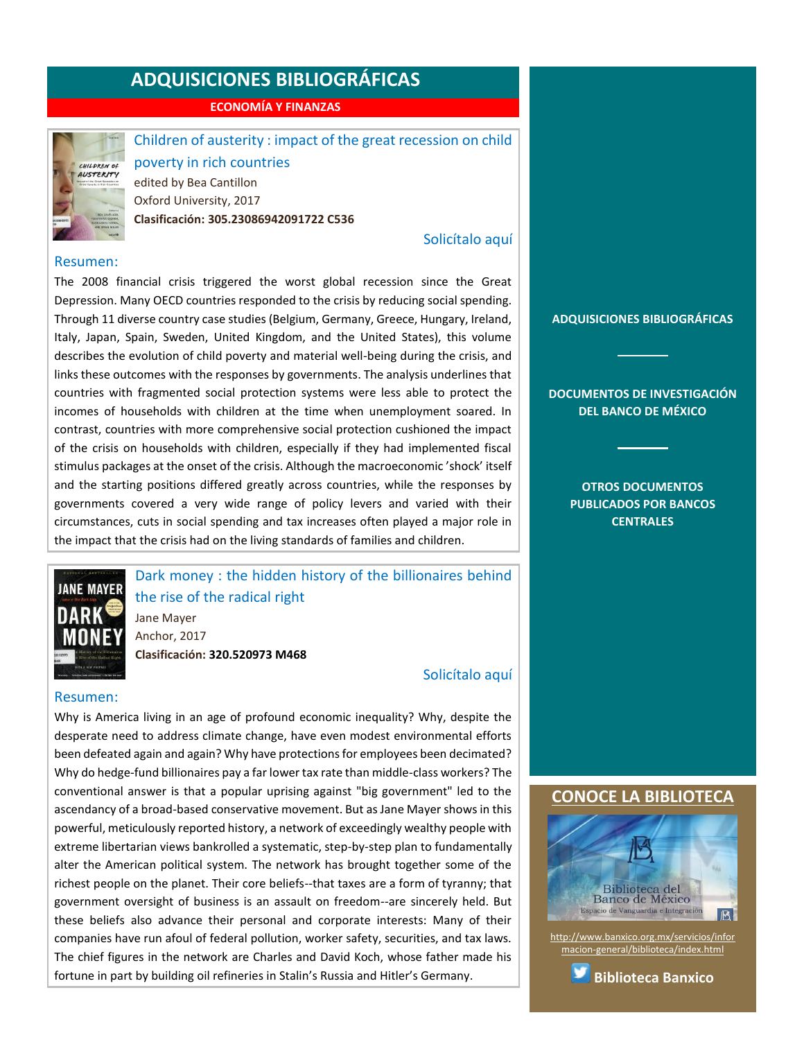# ADQUISICIONES BIBLIOGRÁFICAS

**ECONOMÍA Y FINANZAS**

## Children of austerity : impact of the great recession on child poverty in rich countries

edited by Bea Cantillon

Oxford University, 2017

**Clasificación: 305.23086942091722 C536**

Solicítalo aquí

### Resumen:

The 2008 financial crisis triggered the worst global recession since the Great Depression. Many OECD countries responded to the crisis by reducing social spending. Through 11 diverse country case studies (Belgium, Germany, Greece, Hungary, Ireland, Italy, Japan, Spain, Sweden, United Kingdom, and the United States), this volume describes the evolution of child poverty and material well-being during the crisis, and links these outcomes with the responses by governments. The analysis underlines that countries with fragmented social protection systems were less able to protect the incomes of households with children at the time when unemployment soared. In contrast, countries with more comprehensive social protection cushioned the impact of the crisis on households with children, especially if they had implemented fiscal stimulus packages at the onset of the crisis. Although the macroeconomic 'shock' itself and the starting positions differed greatly across countries, while the responses by governments covered a very wide range of policy levers and varied with their circumstances, cuts in social spending and tax increases often played a major role in the impact that the crisis had on the living standards of families and children.

## Dark money : the hidden history of the billionaires behind the rise of the radical right

Jane Mayer

Anchor, 2017

**Clasificación: 320.520973 M468**

Solicítalo aquí

### Resumen:

Why is America living in an age of profound economic inequality? Why, despite the desperate need to address climate change, have even modest environmental efforts been defeated again and again? Why have protections for employees been decimated? Why do hedge-fund billionaires pay a far lower tax rate than middle-class workers? The conventional answer is that a popular uprising against "big government" led to the ascendancy of a broad-based conservative movement. But as Jane Mayer shows in this powerful, meticulously reported history, a network of exceedingly wealthy people with extreme libertarian views bankrolled a systematic, step-by-step plan to fundamentally alter the American political system. The network has brought together some of the richest people on the planet. Their core beliefs--that taxes are a form of tyranny; that government oversight of business is an assault on freedom--are sincerely held. But these beliefs also advance their personal and corporate interests: Many of their companies have run afoul of federal pollution, worker safety, securities, and tax laws. The chief figures in the network are Charles and David Koch, whose father made his fortune in part by building oil refineries in Stalin's Russia and Hitler's Germany.

---

**ADQUISICIONES BIBLIOGRÁFICAS**

**DOCUMENTOS DE INVESTIGACIÓN DEL BANCO DE MÉXICO**

**OTROS DOCUMENTOS PUBLICADOS POR BANCOS CENTRALES**

## CONOCE LA BIBLIOTECA

Biblioteca del Banco de México
Espacio de Vanguardia e Integración

http://www.banxico.org.mx/servicios/informacion-general/biblioteca/index.html

**Biblioteca Banxico**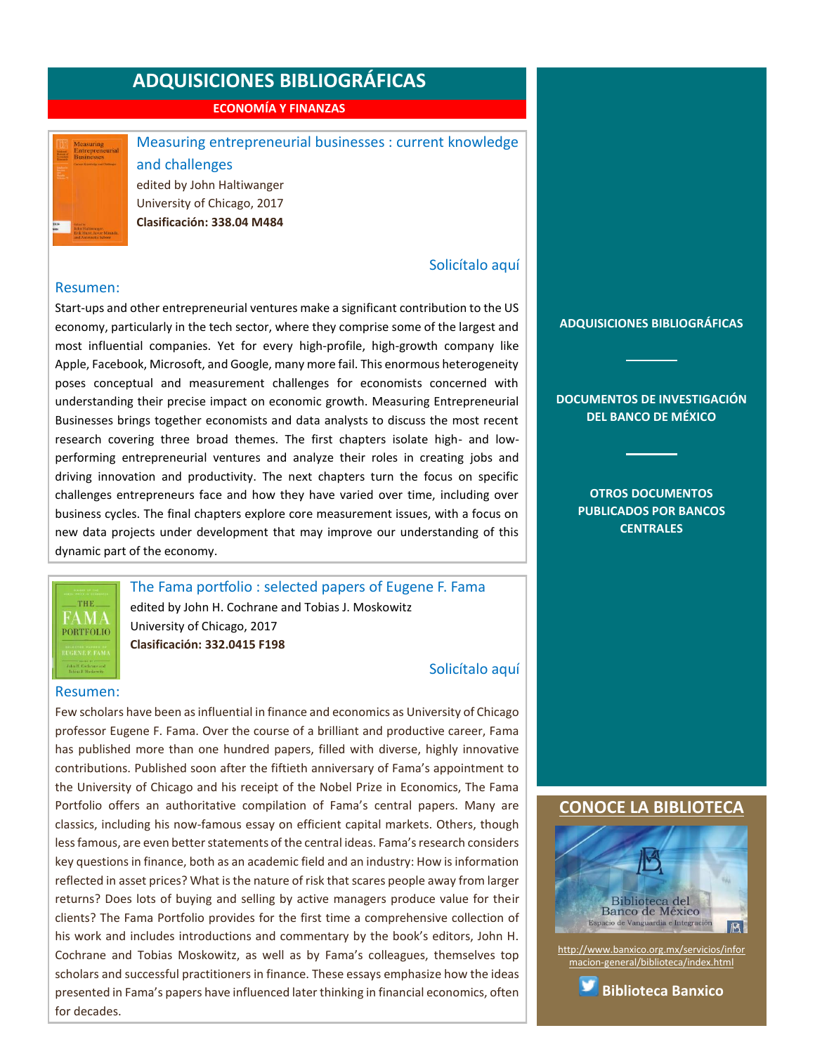# ADQUISICIONES BIBLIOGRÁFICAS

**ECONOMÍA Y FINANZAS**

## Measuring entrepreneurial businesses : current knowledge and challenges

edited by John Haltiwanger
University of Chicago, 2017
**Clasificación: 338.04 M484**

Solicítalo aquí

### Resumen:

Start-ups and other entrepreneurial ventures make a significant contribution to the US economy, particularly in the tech sector, where they comprise some of the largest and most influential companies. Yet for every high-profile, high-growth company like Apple, Facebook, Microsoft, and Google, many more fail. This enormous heterogeneity poses conceptual and measurement challenges for economists concerned with understanding their precise impact on economic growth. Measuring Entrepreneurial Businesses brings together economists and data analysts to discuss the most recent research covering three broad themes. The first chapters isolate high- and low-performing entrepreneurial ventures and analyze their roles in creating jobs and driving innovation and productivity. The next chapters turn the focus on specific challenges entrepreneurs face and how they have varied over time, including over business cycles. The final chapters explore core measurement issues, with a focus on new data projects under development that may improve our understanding of this dynamic part of the economy.

## The Fama portfolio : selected papers of Eugene F. Fama

edited by John H. Cochrane and Tobias J. Moskowitz
University of Chicago, 2017
**Clasificación: 332.0415 F198**

Solicítalo aquí

### Resumen:

Few scholars have been as influential in finance and economics as University of Chicago professor Eugene F. Fama. Over the course of a brilliant and productive career, Fama has published more than one hundred papers, filled with diverse, highly innovative contributions. Published soon after the fiftieth anniversary of Fama's appointment to the University of Chicago and his receipt of the Nobel Prize in Economics, The Fama Portfolio offers an authoritative compilation of Fama's central papers. Many are classics, including his now-famous essay on efficient capital markets. Others, though less famous, are even better statements of the central ideas. Fama's research considers key questions in finance, both as an academic field and an industry: How is information reflected in asset prices? What is the nature of risk that scares people away from larger returns? Does lots of buying and selling by active managers produce value for their clients? The Fama Portfolio provides for the first time a comprehensive collection of his work and includes introductions and commentary by the book's editors, John H. Cochrane and Tobias Moskowitz, as well as by Fama's colleagues, themselves top scholars and successful practitioners in finance. These essays emphasize how the ideas presented in Fama's papers have influenced later thinking in financial economics, often for decades.

**ADQUISICIONES BIBLIOGRÁFICAS**

**DOCUMENTOS DE INVESTIGACIÓN DEL BANCO DE MÉXICO**

**OTROS DOCUMENTOS PUBLICADOS POR BANCOS CENTRALES**

## CONOCE LA BIBLIOTECA

Biblioteca del Banco de México
Espacio de Vanguardia e Integración

http://www.banxico.org.mx/servicios/informacion-general/biblioteca/index.html

**Biblioteca Banxico**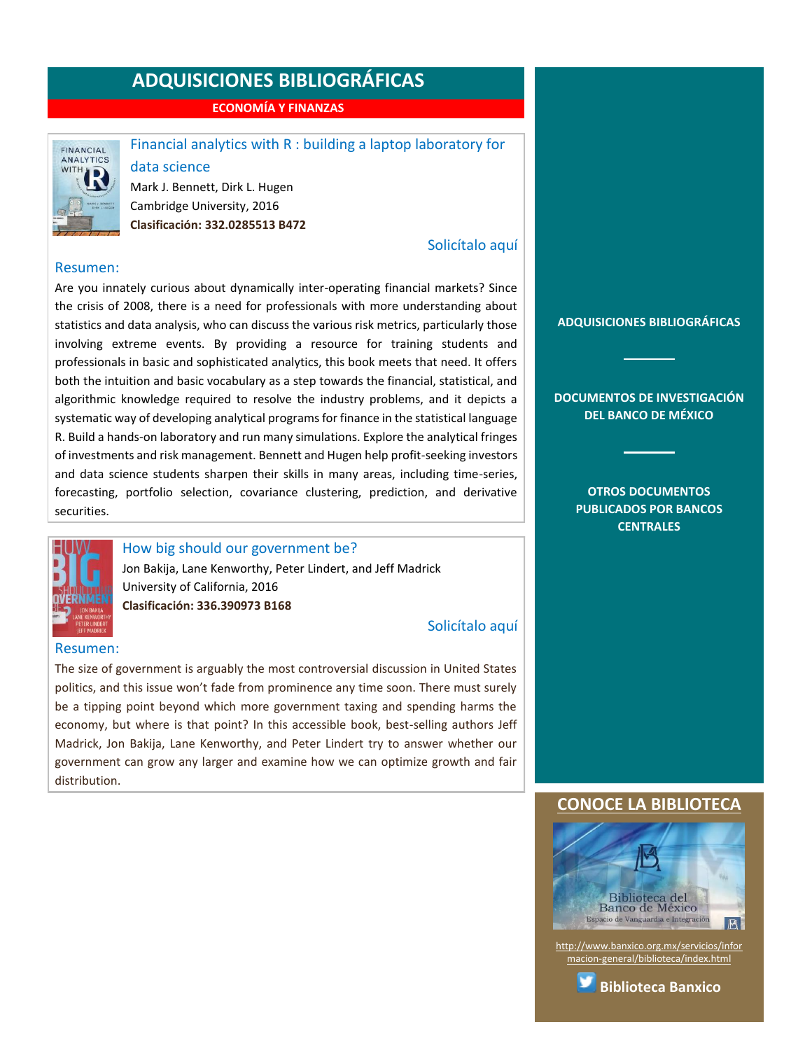# ADQUISICIONES BIBLIOGRÁFICAS

**ECONOMÍA Y FINANZAS**

## Financial analytics with R : building a laptop laboratory for data science

Mark J. Bennett, Dirk L. Hugen
Cambridge University, 2016
**Clasificación: 332.0285513 B472**

Solicítalo aquí

### Resumen:

Are you innately curious about dynamically inter-operating financial markets? Since the crisis of 2008, there is a need for professionals with more understanding about statistics and data analysis, who can discuss the various risk metrics, particularly those involving extreme events. By providing a resource for training students and professionals in basic and sophisticated analytics, this book meets that need. It offers both the intuition and basic vocabulary as a step towards the financial, statistical, and algorithmic knowledge required to resolve the industry problems, and it depicts a systematic way of developing analytical programs for finance in the statistical language R. Build a hands-on laboratory and run many simulations. Explore the analytical fringes of investments and risk management. Bennett and Hugen help profit-seeking investors and data science students sharpen their skills in many areas, including time-series, forecasting, portfolio selection, covariance clustering, prediction, and derivative securities.

## How big should our government be?

Jon Bakija, Lane Kenworthy, Peter Lindert, and Jeff Madrick
University of California, 2016
**Clasificación: 336.390973 B168**

Solicítalo aquí

### Resumen:

The size of government is arguably the most controversial discussion in United States politics, and this issue won't fade from prominence any time soon. There must surely be a tipping point beyond which more government taxing and spending harms the economy, but where is that point? In this accessible book, best-selling authors Jeff Madrick, Jon Bakija, Lane Kenworthy, and Peter Lindert try to answer whether our government can grow any larger and examine how we can optimize growth and fair distribution.

**ADQUISICIONES BIBLIOGRÁFICAS**

**DOCUMENTOS DE INVESTIGACIÓN DEL BANCO DE MÉXICO**

**OTROS DOCUMENTOS PUBLICADOS POR BANCOS CENTRALES**

## CONOCE LA BIBLIOTECA

Biblioteca del Banco de México
Espacio de Vanguardia e Integración

http://www.banxico.org.mx/servicios/informacion-general/biblioteca/index.html

**Biblioteca Banxico**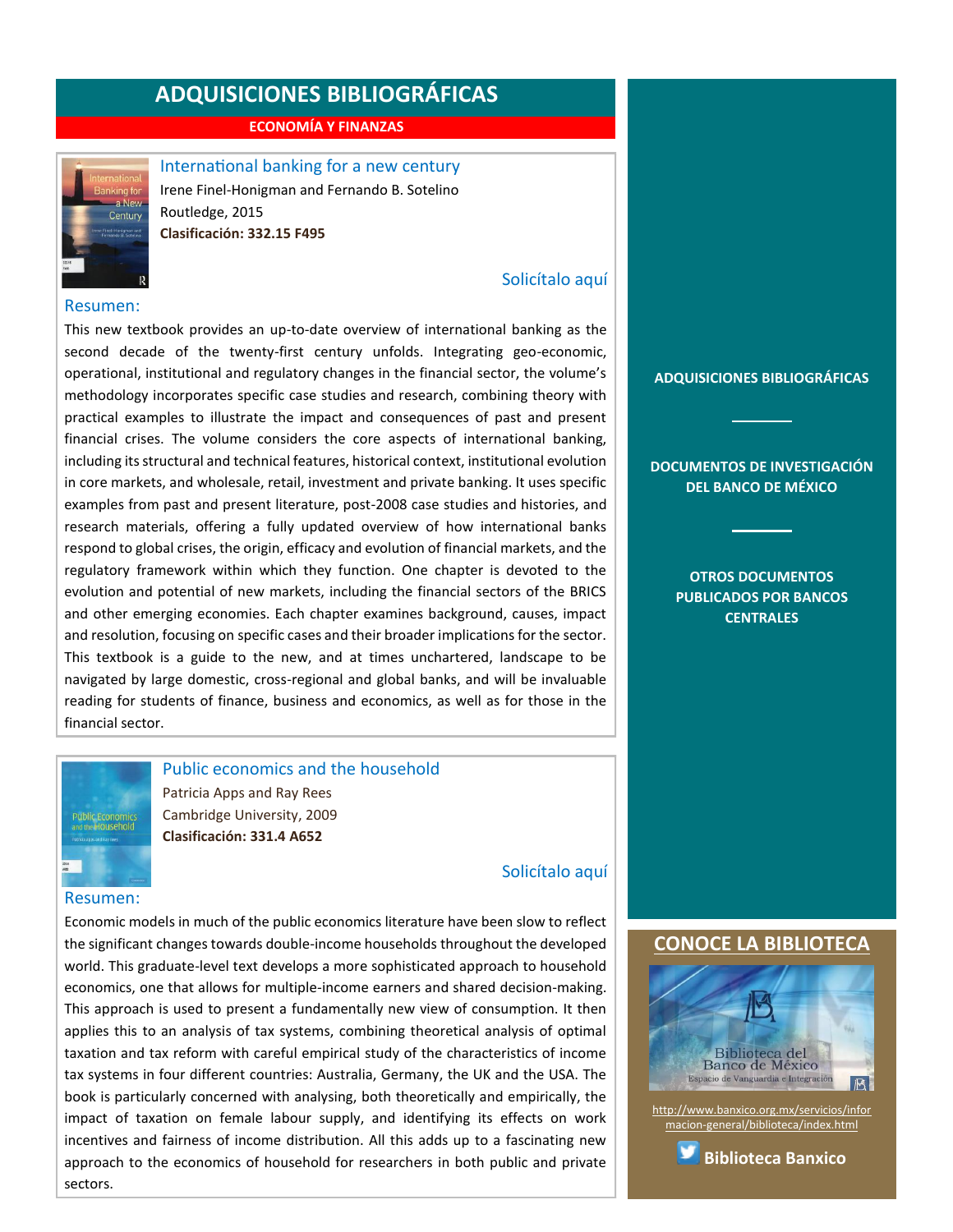# ADQUISICIONES BIBLIOGRÁFICAS

**ECONOMÍA Y FINANZAS**

## International banking for a new century

Irene Finel-Honigman and Fernando B. Sotelino
Routledge, 2015
**Clasificación: 332.15 F495**

Solicítalo aquí

### Resumen:

This new textbook provides an up-to-date overview of international banking as the second decade of the twenty-first century unfolds. Integrating geo-economic, operational, institutional and regulatory changes in the financial sector, the volume's methodology incorporates specific case studies and research, combining theory with practical examples to illustrate the impact and consequences of past and present financial crises. The volume considers the core aspects of international banking, including its structural and technical features, historical context, institutional evolution in core markets, and wholesale, retail, investment and private banking. It uses specific examples from past and present literature, post-2008 case studies and histories, and research materials, offering a fully updated overview of how international banks respond to global crises, the origin, efficacy and evolution of financial markets, and the regulatory framework within which they function. One chapter is devoted to the evolution and potential of new markets, including the financial sectors of the BRICS and other emerging economies. Each chapter examines background, causes, impact and resolution, focusing on specific cases and their broader implications for the sector. This textbook is a guide to the new, and at times unchartered, landscape to be navigated by large domestic, cross-regional and global banks, and will be invaluable reading for students of finance, business and economics, as well as for those in the financial sector.

## Public economics and the household

Patricia Apps and Ray Rees
Cambridge University, 2009
**Clasificación: 331.4 A652**

Solicítalo aquí

### Resumen:

Economic models in much of the public economics literature have been slow to reflect the significant changes towards double-income households throughout the developed world. This graduate-level text develops a more sophisticated approach to household economics, one that allows for multiple-income earners and shared decision-making. This approach is used to present a fundamentally new view of consumption. It then applies this to an analysis of tax systems, combining theoretical analysis of optimal taxation and tax reform with careful empirical study of the characteristics of income tax systems in four different countries: Australia, Germany, the UK and the USA. The book is particularly concerned with analysing, both theoretically and empirically, the impact of taxation on female labour supply, and identifying its effects on work incentives and fairness of income distribution. All this adds up to a fascinating new approach to the economics of household for researchers in both public and private sectors.

**ADQUISICIONES BIBLIOGRÁFICAS**

**DOCUMENTOS DE INVESTIGACIÓN DEL BANCO DE MÉXICO**

**OTROS DOCUMENTOS PUBLICADOS POR BANCOS CENTRALES**

## CONOCE LA BIBLIOTECA

Biblioteca del Banco de México
Espacio de Vanguardia e Integración

http://www.banxico.org.mx/servicios/informacion-general/biblioteca/index.html

**Biblioteca Banxico**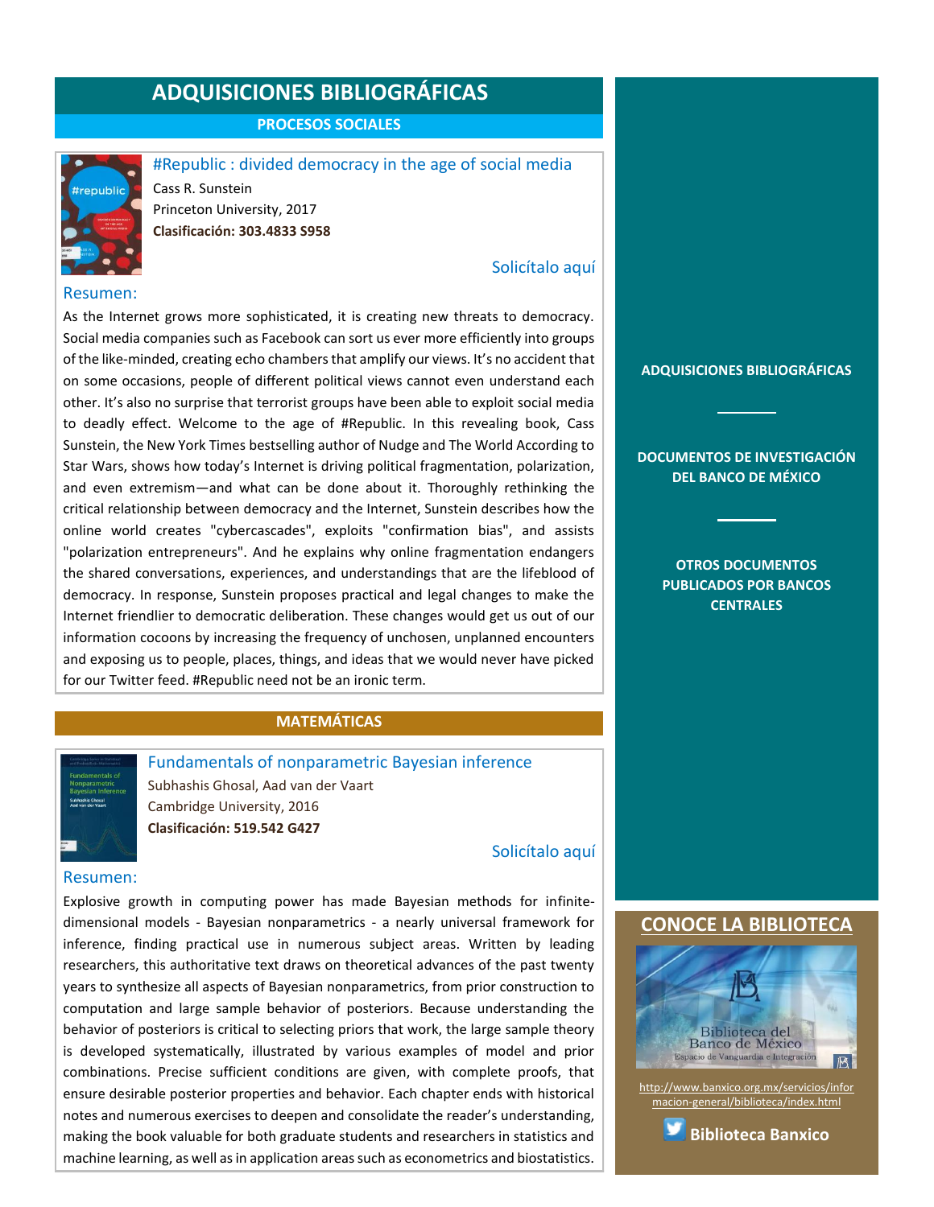# ADQUISICIONES BIBLIOGRÁFICAS

## PROCESOS SOCIALES

### #Republic : divided democracy in the age of social media

Cass R. Sunstein
Princeton University, 2017
**Clasificación: 303.4833 S958**

Solicítalo aquí

Resumen:

As the Internet grows more sophisticated, it is creating new threats to democracy. Social media companies such as Facebook can sort us ever more efficiently into groups of the like-minded, creating echo chambers that amplify our views. It's no accident that on some occasions, people of different political views cannot even understand each other. It's also no surprise that terrorist groups have been able to exploit social media to deadly effect. Welcome to the age of #Republic. In this revealing book, Cass Sunstein, the New York Times bestselling author of Nudge and The World According to Star Wars, shows how today's Internet is driving political fragmentation, polarization, and even extremism—and what can be done about it. Thoroughly rethinking the critical relationship between democracy and the Internet, Sunstein describes how the online world creates "cybercascades", exploits "confirmation bias", and assists "polarization entrepreneurs". And he explains why online fragmentation endangers the shared conversations, experiences, and understandings that are the lifeblood of democracy. In response, Sunstein proposes practical and legal changes to make the Internet friendlier to democratic deliberation. These changes would get us out of our information cocoons by increasing the frequency of unchosen, unplanned encounters and exposing us to people, places, things, and ideas that we would never have picked for our Twitter feed. #Republic need not be an ironic term.

## MATEMÁTICAS

### Fundamentals of nonparametric Bayesian inference

Subhashis Ghosal, Aad van der Vaart
Cambridge University, 2016
**Clasificación: 519.542 G427**

Solicítalo aquí

Resumen:

Explosive growth in computing power has made Bayesian methods for infinite-dimensional models - Bayesian nonparametrics - a nearly universal framework for inference, finding practical use in numerous subject areas. Written by leading researchers, this authoritative text draws on theoretical advances of the past twenty years to synthesize all aspects of Bayesian nonparametrics, from prior construction to computation and large sample behavior of posteriors. Because understanding the behavior of posteriors is critical to selecting priors that work, the large sample theory is developed systematically, illustrated by various examples of model and prior combinations. Precise sufficient conditions are given, with complete proofs, that ensure desirable posterior properties and behavior. Each chapter ends with historical notes and numerous exercises to deepen and consolidate the reader's understanding, making the book valuable for both graduate students and researchers in statistics and machine learning, as well as in application areas such as econometrics and biostatistics.

**ADQUISICIONES BIBLIOGRÁFICAS**

**DOCUMENTOS DE INVESTIGACIÓN DEL BANCO DE MÉXICO**

**OTROS DOCUMENTOS PUBLICADOS POR BANCOS CENTRALES**

## CONOCE LA BIBLIOTECA

Biblioteca del Banco de México
Espacio de Vanguardia e Integración

http://www.banxico.org.mx/servicios/informacion-general/biblioteca/index.html

**Biblioteca Banxico**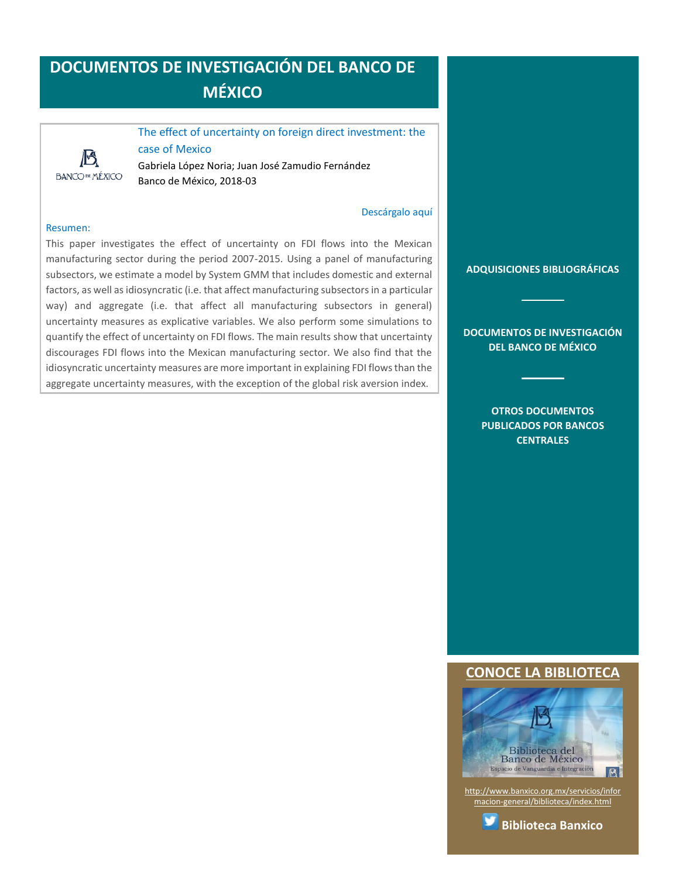# DOCUMENTOS DE INVESTIGACIÓN DEL BANCO DE MÉXICO

BANCO DE MÉXICO

The effect of uncertainty on foreign direct investment: the case of Mexico

Gabriela López Noria; Juan José Zamudio Fernández

Banco de México, 2018-03

Descárgalo aquí

Resumen:

This paper investigates the effect of uncertainty on FDI flows into the Mexican manufacturing sector during the period 2007-2015. Using a panel of manufacturing subsectors, we estimate a model by System GMM that includes domestic and external factors, as well as idiosyncratic (i.e. that affect manufacturing subsectors in a particular way) and aggregate (i.e. that affect all manufacturing subsectors in general) uncertainty measures as explicative variables. We also perform some simulations to quantify the effect of uncertainty on FDI flows. The main results show that uncertainty discourages FDI flows into the Mexican manufacturing sector. We also find that the idiosyncratic uncertainty measures are more important in explaining FDI flows than the aggregate uncertainty measures, with the exception of the global risk aversion index.

**ADQUISICIONES BIBLIOGRÁFICAS**

**DOCUMENTOS DE INVESTIGACIÓN DEL BANCO DE MÉXICO**

**OTROS DOCUMENTOS PUBLICADOS POR BANCOS CENTRALES**

## CONOCE LA BIBLIOTECA

Biblioteca del Banco de México

Espacio de Vanguardia e Integración

http://www.banxico.org.mx/servicios/informacion-general/biblioteca/index.html

**Biblioteca Banxico**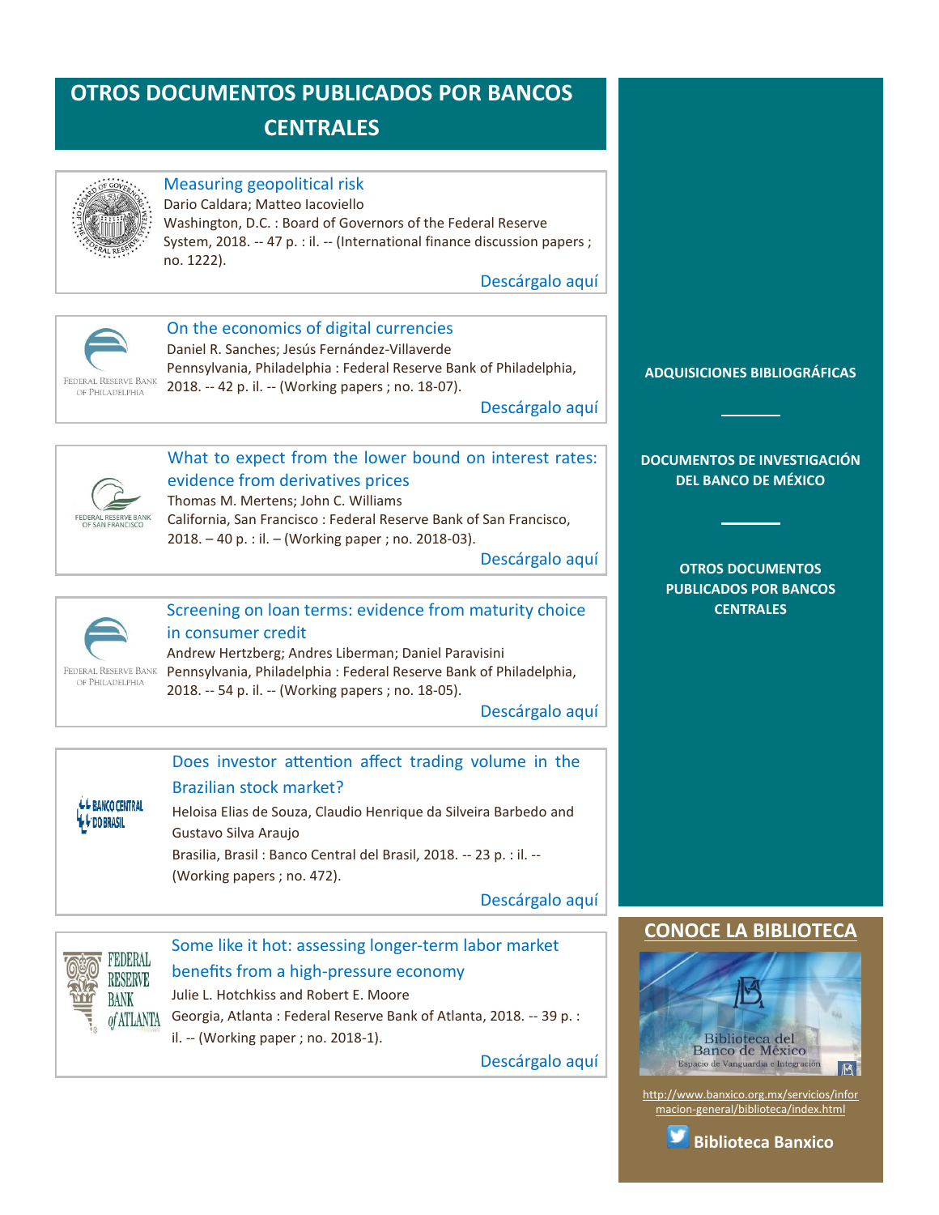# OTROS DOCUMENTOS PUBLICADOS POR BANCOS CENTRALES

**Measuring geopolitical risk**
Dario Caldara; Matteo Iacoviello
Washington, D.C. : Board of Governors of the Federal Reserve System, 2018. -- 47 p. : il. -- (International finance discussion papers ; no. 1222).
Descárgalo aquí

**On the economics of digital currencies**
Daniel R. Sanches; Jesús Fernández-Villaverde
Pennsylvania, Philadelphia : Federal Reserve Bank of Philadelphia, 2018. -- 42 p. il. -- (Working papers ; no. 18-07).
Descárgalo aquí

**What to expect from the lower bound on interest rates: evidence from derivatives prices**
Thomas M. Mertens; John C. Williams
California, San Francisco : Federal Reserve Bank of San Francisco, 2018. – 40 p. : il. – (Working paper ; no. 2018-03).
Descárgalo aquí

**Screening on loan terms: evidence from maturity choice in consumer credit**
Andrew Hertzberg; Andres Liberman; Daniel Paravisini
Pennsylvania, Philadelphia : Federal Reserve Bank of Philadelphia, 2018. -- 54 p. il. -- (Working papers ; no. 18-05).
Descárgalo aquí

**Does investor attention affect trading volume in the Brazilian stock market?**
Heloisa Elias de Souza, Claudio Henrique da Silveira Barbedo and Gustavo Silva Araujo
Brasilia, Brasil : Banco Central del Brasil, 2018. -- 23 p. : il. -- (Working papers ; no. 472).
Descárgalo aquí

**Some like it hot: assessing longer-term labor market benefits from a high-pressure economy**
Julie L. Hotchkiss and Robert E. Moore
Georgia, Atlanta : Federal Reserve Bank of Atlanta, 2018. -- 39 p. : il. -- (Working paper ; no. 2018-1).
Descárgalo aquí

**ADQUISICIONES BIBLIOGRÁFICAS**

**DOCUMENTOS DE INVESTIGACIÓN DEL BANCO DE MÉXICO**

**OTROS DOCUMENTOS PUBLICADOS POR BANCOS CENTRALES**

## CONOCE LA BIBLIOTECA

http://www.banxico.org.mx/servicios/informacion-general/biblioteca/index.html

**Biblioteca Banxico**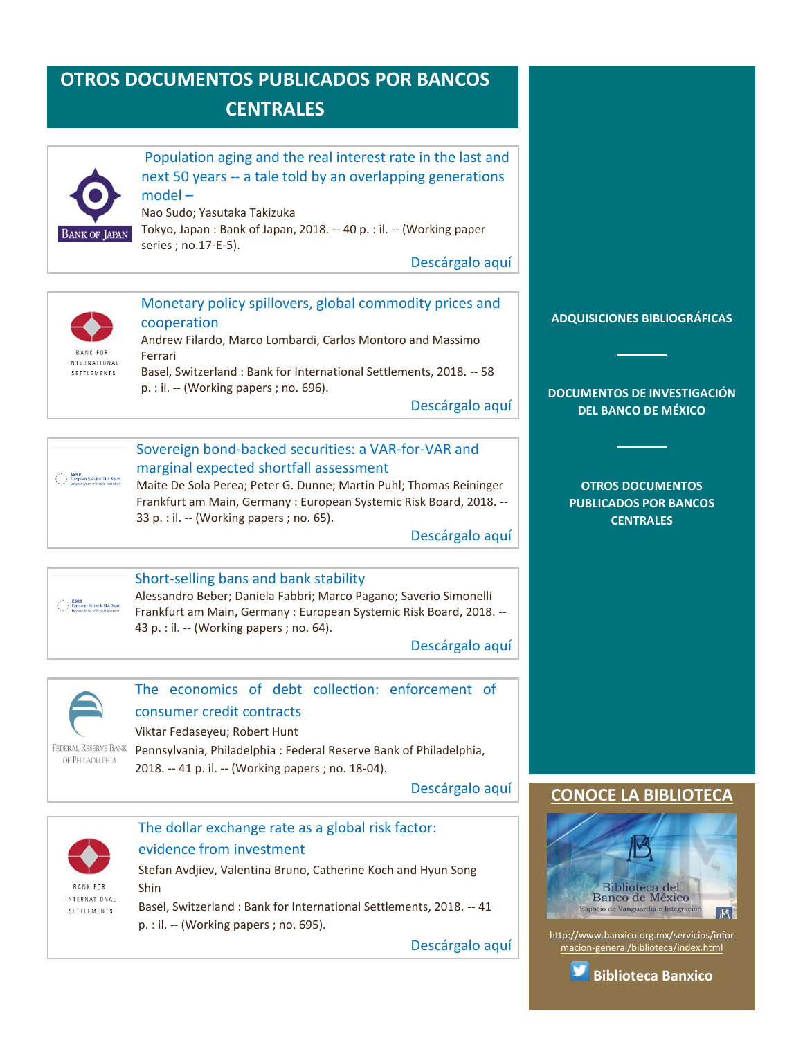# OTROS DOCUMENTOS PUBLICADOS POR BANCOS CENTRALES

**Population aging and the real interest rate in the last and next 50 years -- a tale told by an overlapping generations model –**

Nao Sudo; Yasutaka Takizuka

Tokyo, Japan : Bank of Japan, 2018. -- 40 p. : il. -- (Working paper series ; no.17-E-5).

Descárgalo aquí

**Monetary policy spillovers, global commodity prices and cooperation**

Andrew Filardo, Marco Lombardi, Carlos Montoro and Massimo Ferrari

Basel, Switzerland : Bank for International Settlements, 2018. -- 58 p. : il. -- (Working papers ; no. 696).

Descárgalo aquí

**Sovereign bond-backed securities: a VAR-for-VAR and marginal expected shortfall assessment**

Maite De Sola Perea; Peter G. Dunne; Martin Puhl; Thomas Reininger

Frankfurt am Main, Germany : European Systemic Risk Board, 2018. -- 33 p. : il. -- (Working papers ; no. 65).

Descárgalo aquí

**Short-selling bans and bank stability**

Alessandro Beber; Daniela Fabbri; Marco Pagano; Saverio Simonelli

Frankfurt am Main, Germany : European Systemic Risk Board, 2018. -- 43 p. : il. -- (Working papers ; no. 64).

Descárgalo aquí

**The economics of debt collection: enforcement of consumer credit contracts**

Viktar Fedaseyeu; Robert Hunt

Pennsylvania, Philadelphia : Federal Reserve Bank of Philadelphia, 2018. -- 41 p. il. -- (Working papers ; no. 18-04).

Descárgalo aquí

**The dollar exchange rate as a global risk factor: evidence from investment**

Stefan Avdjiev, Valentina Bruno, Catherine Koch and Hyun Song Shin

Basel, Switzerland : Bank for International Settlements, 2018. -- 41 p. : il. -- (Working papers ; no. 695).

Descárgalo aquí

---

**ADQUISICIONES BIBLIOGRÁFICAS**

**DOCUMENTOS DE INVESTIGACIÓN DEL BANCO DE MÉXICO**

**OTROS DOCUMENTOS PUBLICADOS POR BANCOS CENTRALES**

## CONOCE LA BIBLIOTECA

Biblioteca del Banco de México
Espacio de Vanguardia e Integración

http://www.banxico.org.mx/servicios/informacion-general/biblioteca/index.html

**Biblioteca Banxico**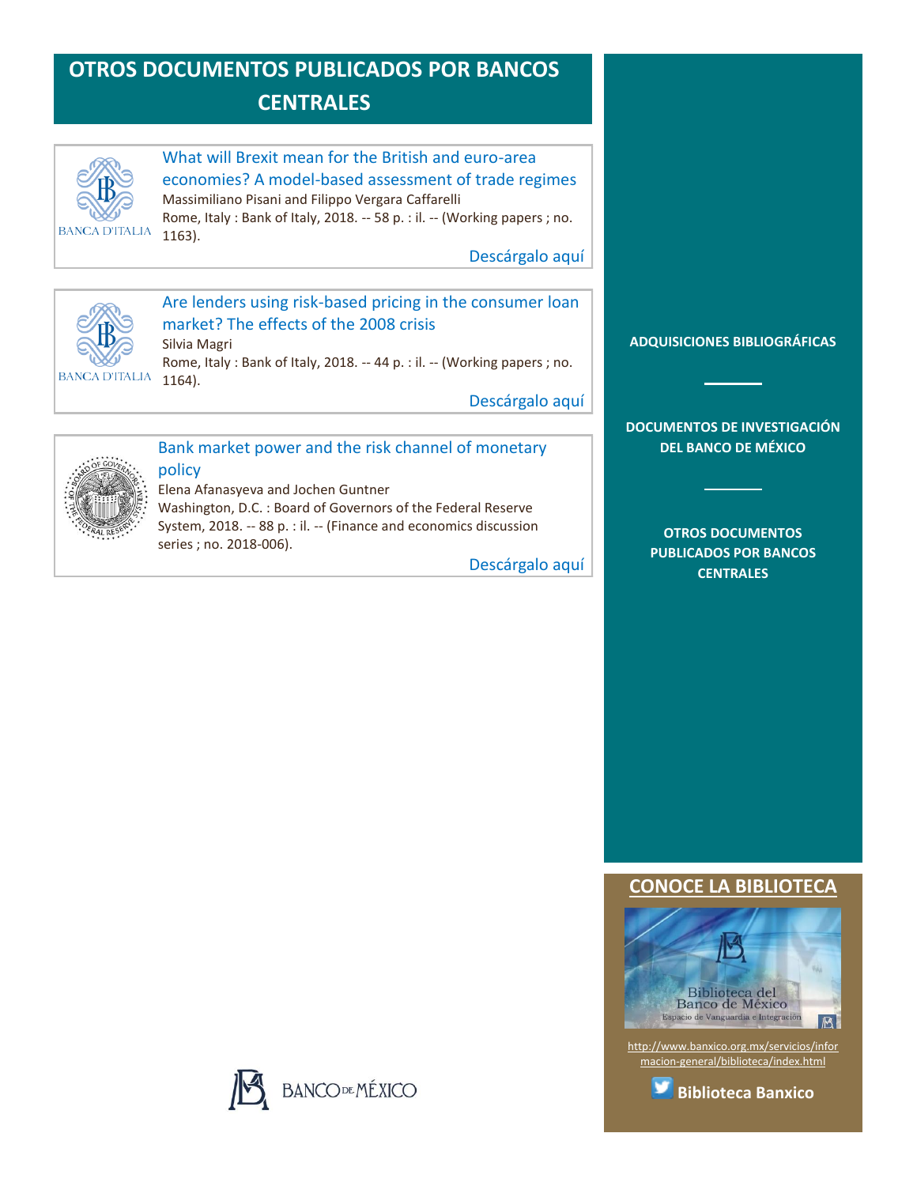# OTROS DOCUMENTOS PUBLICADOS POR BANCOS CENTRALES

What will Brexit mean for the British and euro-area economies? A model-based assessment of trade regimes
Massimiliano Pisani and Filippo Vergara Caffarelli
Rome, Italy : Bank of Italy, 2018. -- 58 p. : il. -- (Working papers ; no. 1163).

Descárgalo aquí

Are lenders using risk-based pricing in the consumer loan market? The effects of the 2008 crisis
Silvia Magri
Rome, Italy : Bank of Italy, 2018. -- 44 p. : il. -- (Working papers ; no. 1164).

Descárgalo aquí

Bank market power and the risk channel of monetary policy
Elena Afanasyeva and Jochen Guntner
Washington, D.C. : Board of Governors of the Federal Reserve System, 2018. -- 88 p. : il. -- (Finance and economics discussion series ; no. 2018-006).

Descárgalo aquí

ADQUISICIONES BIBLIOGRÁFICAS

DOCUMENTOS DE INVESTIGACIÓN DEL BANCO DE MÉXICO

OTROS DOCUMENTOS PUBLICADOS POR BANCOS CENTRALES

## CONOCE LA BIBLIOTECA

Biblioteca del Banco de México
Espacio de Vanguardia e Integración

http://www.banxico.org.mx/servicios/informacion-general/biblioteca/index.html

Biblioteca Banxico

BANCO DE MÉXICO